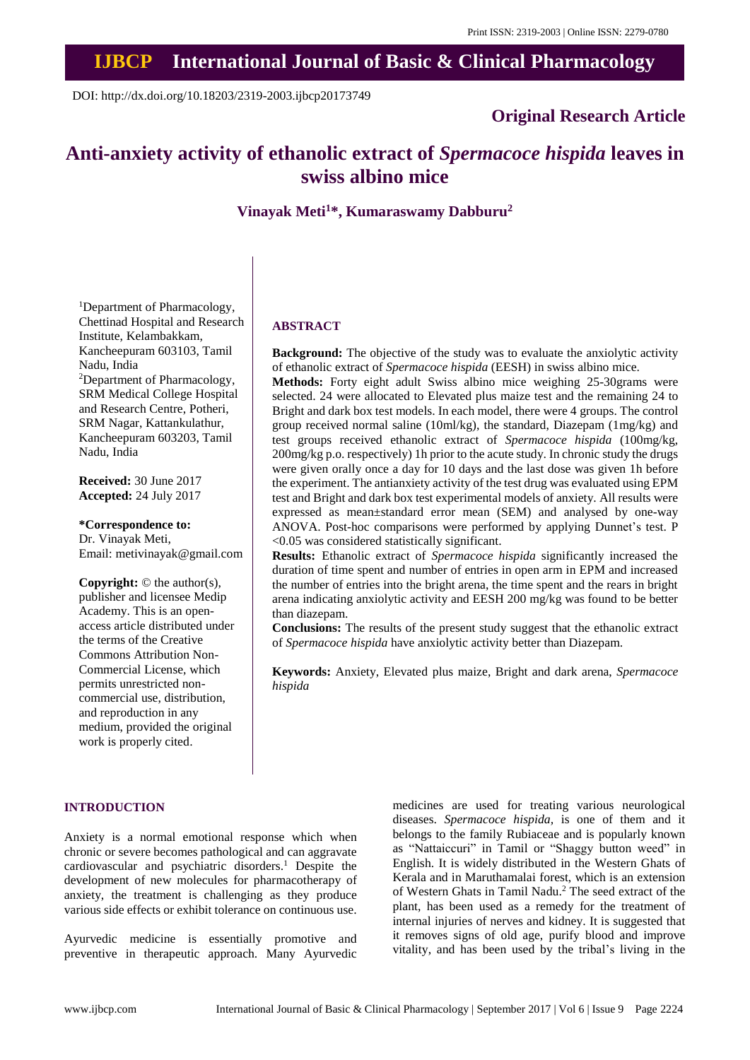Print ISSN: 2319-2003 | Online ISSN: 2279-0780

# IJBCP International Journal of Basic & Clinical Pharmacology

DOI: http://dx.doi.org/10.18203/2319-2003.ijbcp20173749

**Original Research Article**

# Anti-anxiety activity of ethanolic extract of *Spermacoce hispida* leaves in swiss albino mice

**Vinayak Meti[1]*, Kumaraswamy Dabburu[2]**

[1]Department of Pharmacology, Chettinad Hospital and Research Institute, Kelambakkam, Kancheepuram 603103, Tamil Nadu, India
[2]Department of Pharmacology, SRM Medical College Hospital and Research Centre, Potheri, SRM Nagar, Kattankulathur, Kancheepuram 603203, Tamil Nadu, India

**Received:** 30 June 2017
**Accepted:** 24 July 2017

**\*Correspondence to:**
Dr. Vinayak Meti,
Email: metivinayak@gmail.com

**Copyright:** © the author(s), publisher and licensee Medip Academy. This is an open-access article distributed under the terms of the Creative Commons Attribution Non-Commercial License, which permits unrestricted non-commercial use, distribution, and reproduction in any medium, provided the original work is properly cited.

## ABSTRACT

**Background:** The objective of the study was to evaluate the anxiolytic activity of ethanolic extract of *Spermacoce hispida* (EESH) in swiss albino mice.

**Methods:** Forty eight adult Swiss albino mice weighing 25-30grams were selected. 24 were allocated to Elevated plus maize test and the remaining 24 to Bright and dark box test models. In each model, there were 4 groups. The control group received normal saline (10ml/kg), the standard, Diazepam (1mg/kg) and test groups received ethanolic extract of *Spermacoce hispida* (100mg/kg, 200mg/kg p.o. respectively) 1h prior to the acute study. In chronic study the drugs were given orally once a day for 10 days and the last dose was given 1h before the experiment. The antianxiety activity of the test drug was evaluated using EPM test and Bright and dark box test experimental models of anxiety. All results were expressed as mean±standard error mean (SEM) and analysed by one-way ANOVA. Post-hoc comparisons were performed by applying Dunnet's test. P <0.05 was considered statistically significant.

**Results:** Ethanolic extract of *Spermacoce hispida* significantly increased the duration of time spent and number of entries in open arm in EPM and increased the number of entries into the bright arena, the time spent and the rears in bright arena indicating anxiolytic activity and EESH 200 mg/kg was found to be better than diazepam.

**Conclusions:** The results of the present study suggest that the ethanolic extract of *Spermacoce hispida* have anxiolytic activity better than Diazepam.

**Keywords:** Anxiety, Elevated plus maize, Bright and dark arena, *Spermacoce hispida*

## INTRODUCTION

Anxiety is a normal emotional response which when chronic or severe becomes pathological and can aggravate cardiovascular and psychiatric disorders.[1] Despite the development of new molecules for pharmacotherapy of anxiety, the treatment is challenging as they produce various side effects or exhibit tolerance on continuous use.

Ayurvedic medicine is essentially promotive and preventive in therapeutic approach. Many Ayurvedic medicines are used for treating various neurological diseases. *Spermacoce hispida,* is one of them and it belongs to the family Rubiaceae and is popularly known as "Nattaiccuri" in Tamil or "Shaggy button weed" in English. It is widely distributed in the Western Ghats of Kerala and in Maruthamalai forest, which is an extension of Western Ghats in Tamil Nadu.[2] The seed extract of the plant, has been used as a remedy for the treatment of internal injuries of nerves and kidney. It is suggested that it removes signs of old age, purify blood and improve vitality, and has been used by the tribal's living in the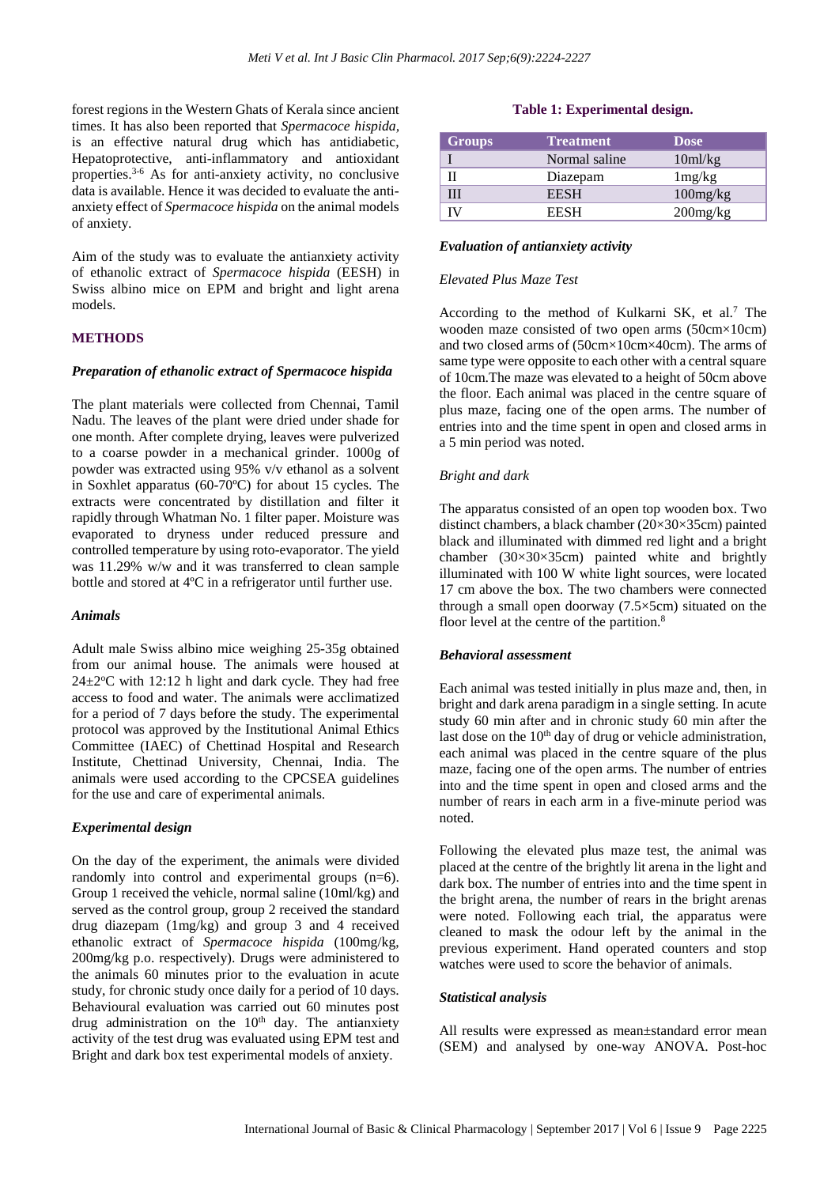forest regions in the Western Ghats of Kerala since ancient times. It has also been reported that *Spermacoce hispida,* is an effective natural drug which has antidiabetic, Hepatoprotective, anti-inflammatory and antioxidant properties.[3-6] As for anti-anxiety activity, no conclusive data is available. Hence it was decided to evaluate the anti-anxiety effect of *Spermacoce hispida* on the animal models of anxiety.

Aim of the study was to evaluate the antianxiety activity of ethanolic extract of *Spermacoce hispida* (EESH) in Swiss albino mice on EPM and bright and light arena models.

## METHODS

### *Preparation of ethanolic extract of Spermacoce hispida*

The plant materials were collected from Chennai, Tamil Nadu. The leaves of the plant were dried under shade for one month. After complete drying, leaves were pulverized to a coarse powder in a mechanical grinder. 1000g of powder was extracted using 95% v/v ethanol as a solvent in Soxhlet apparatus (60-70ºC) for about 15 cycles. The extracts were concentrated by distillation and filter it rapidly through Whatman No. 1 filter paper. Moisture was evaporated to dryness under reduced pressure and controlled temperature by using roto-evaporator. The yield was 11.29% w/w and it was transferred to clean sample bottle and stored at 4ºC in a refrigerator until further use.

### *Animals*

Adult male Swiss albino mice weighing 25-35g obtained from our animal house. The animals were housed at 24±2ºC with 12:12 h light and dark cycle. They had free access to food and water. The animals were acclimatized for a period of 7 days before the study. The experimental protocol was approved by the Institutional Animal Ethics Committee (IAEC) of Chettinad Hospital and Research Institute, Chettinad University, Chennai, India. The animals were used according to the CPCSEA guidelines for the use and care of experimental animals.

### *Experimental design*

On the day of the experiment, the animals were divided randomly into control and experimental groups (n=6). Group 1 received the vehicle, normal saline (10ml/kg) and served as the control group, group 2 received the standard drug diazepam (1mg/kg) and group 3 and 4 received ethanolic extract of *Spermacoce hispida* (100mg/kg, 200mg/kg p.o. respectively). Drugs were administered to the animals 60 minutes prior to the evaluation in acute study, for chronic study once daily for a period of 10 days. Behavioural evaluation was carried out 60 minutes post drug administration on the 10th day. The antianxiety activity of the test drug was evaluated using EPM test and Bright and dark box test experimental models of anxiety.

**Table 1: Experimental design.**

| Groups | Treatment | Dose |
|---|---|---|
| I | Normal saline | 10ml/kg |
| II | Diazepam | 1mg/kg |
| III | EESH | 100mg/kg |
| IV | EESH | 200mg/kg |

### *Evaluation of antianxiety activity*

*Elevated Plus Maze Test*

According to the method of Kulkarni SK, et al.[7] The wooden maze consisted of two open arms (50cm×10cm) and two closed arms of (50cm×10cm×40cm). The arms of same type were opposite to each other with a central square of 10cm.The maze was elevated to a height of 50cm above the floor. Each animal was placed in the centre square of plus maze, facing one of the open arms. The number of entries into and the time spent in open and closed arms in a 5 min period was noted.

*Bright and dark*

The apparatus consisted of an open top wooden box. Two distinct chambers, a black chamber (20×30×35cm) painted black and illuminated with dimmed red light and a bright chamber (30×30×35cm) painted white and brightly illuminated with 100 W white light sources, were located 17 cm above the box. The two chambers were connected through a small open doorway (7.5×5cm) situated on the floor level at the centre of the partition.[8]

### *Behavioral assessment*

Each animal was tested initially in plus maze and, then, in bright and dark arena paradigm in a single setting. In acute study 60 min after and in chronic study 60 min after the last dose on the 10th day of drug or vehicle administration, each animal was placed in the centre square of the plus maze, facing one of the open arms. The number of entries into and the time spent in open and closed arms and the number of rears in each arm in a five-minute period was noted.

Following the elevated plus maze test, the animal was placed at the centre of the brightly lit arena in the light and dark box. The number of entries into and the time spent in the bright arena, the number of rears in the bright arenas were noted. Following each trial, the apparatus were cleaned to mask the odour left by the animal in the previous experiment. Hand operated counters and stop watches were used to score the behavior of animals.

### *Statistical analysis*

All results were expressed as mean±standard error mean (SEM) and analysed by one-way ANOVA. Post-hoc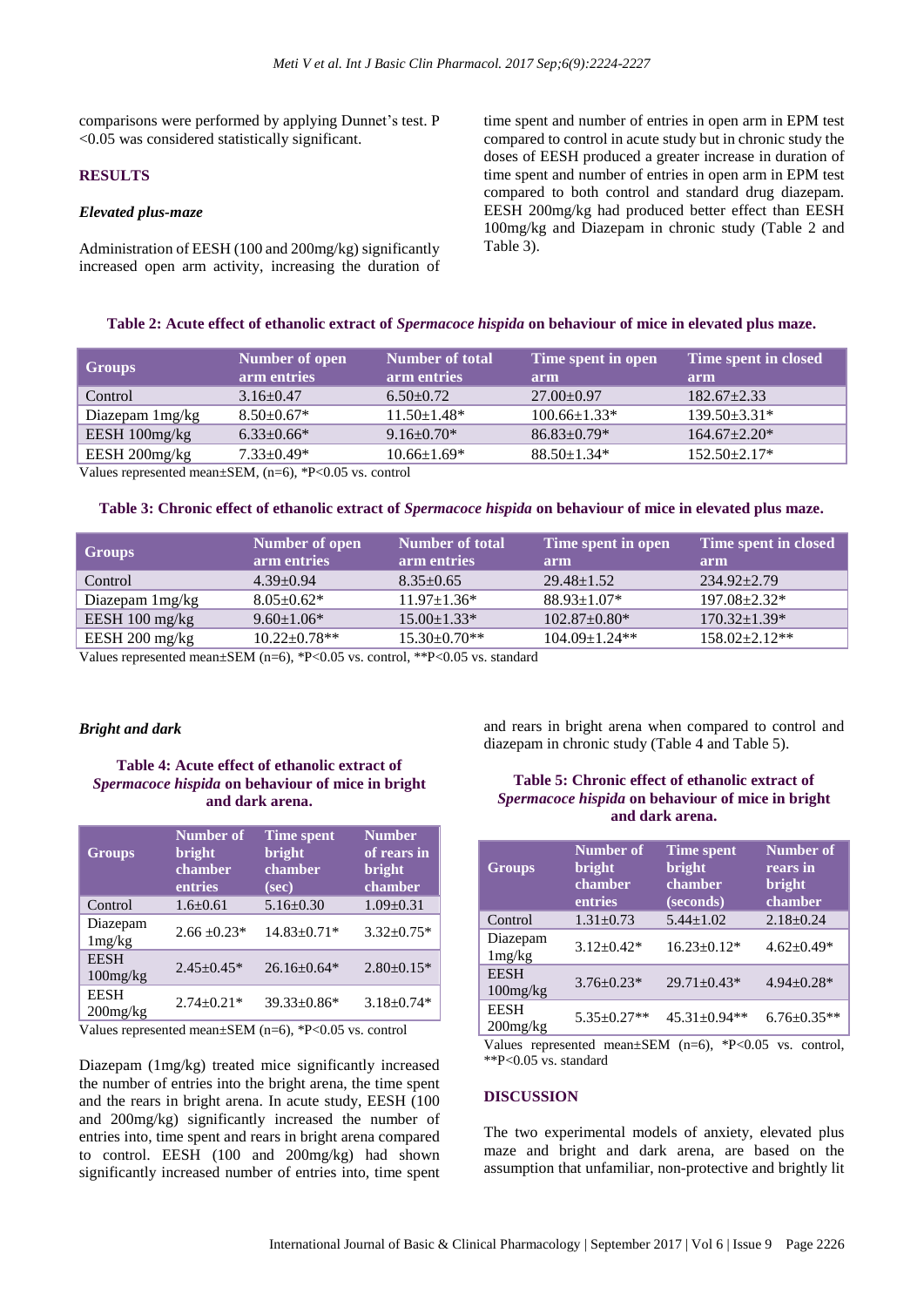comparisons were performed by applying Dunnet's test. P <0.05 was considered statistically significant.

## RESULTS

### *Elevated plus-maze*

Administration of EESH (100 and 200mg/kg) significantly increased open arm activity, increasing the duration of time spent and number of entries in open arm in EPM test compared to control in acute study but in chronic study the doses of EESH produced a greater increase in duration of time spent and number of entries in open arm in EPM test compared to both control and standard drug diazepam. EESH 200mg/kg had produced better effect than EESH 100mg/kg and Diazepam in chronic study (Table 2 and Table 3).

**Table 2: Acute effect of ethanolic extract of *Spermacoce hispida* on behaviour of mice in elevated plus maze.**

| Groups | Number of open arm entries | Number of total arm entries | Time spent in open arm | Time spent in closed arm |
|---|---|---|---|---|
| Control | 3.16±0.47 | 6.50±0.72 | 27.00±0.97 | 182.67±2.33 |
| Diazepam 1mg/kg | 8.50±0.67* | 11.50±1.48* | 100.66±1.33* | 139.50±3.31* |
| EESH 100mg/kg | 6.33±0.66* | 9.16±0.70* | 86.83±0.79* | 164.67±2.20* |
| EESH 200mg/kg | 7.33±0.49* | 10.66±1.69* | 88.50±1.34* | 152.50±2.17* |

Values represented mean±SEM, (n=6), *P<0.05 vs. control

**Table 3: Chronic effect of ethanolic extract of *Spermacoce hispida* on behaviour of mice in elevated plus maze.**

| Groups | Number of open arm entries | Number of total arm entries | Time spent in open arm | Time spent in closed arm |
|---|---|---|---|---|
| Control | 4.39±0.94 | 8.35±0.65 | 29.48±1.52 | 234.92±2.79 |
| Diazepam 1mg/kg | 8.05±0.62* | 11.97±1.36* | 88.93±1.07* | 197.08±2.32* |
| EESH 100 mg/kg | 9.60±1.06* | 15.00±1.33* | 102.87±0.80* | 170.32±1.39* |
| EESH 200 mg/kg | 10.22±0.78** | 15.30±0.70** | 104.09±1.24** | 158.02±2.12** |

Values represented mean±SEM (n=6), *P<0.05 vs. control, **P<0.05 vs. standard

### *Bright and dark*

**Table 4: Acute effect of ethanolic extract of *Spermacoce hispida* on behaviour of mice in bright and dark arena.**

| Groups | Number of bright chamber entries | Time spent bright chamber (sec) | Number of rears in bright chamber |
|---|---|---|---|
| Control | 1.6±0.61 | 5.16±0.30 | 1.09±0.31 |
| Diazepam 1mg/kg | 2.66 ±0.23* | 14.83±0.71* | 3.32±0.75* |
| EESH 100mg/kg | 2.45±0.45* | 26.16±0.64* | 2.80±0.15* |
| EESH 200mg/kg | 2.74±0.21* | 39.33±0.86* | 3.18±0.74* |

Values represented mean±SEM (n=6), *P<0.05 vs. control

Diazepam (1mg/kg) treated mice significantly increased the number of entries into the bright arena, the time spent and the rears in bright arena. In acute study, EESH (100 and 200mg/kg) significantly increased the number of entries into, time spent and rears in bright arena compared to control. EESH (100 and 200mg/kg) had shown significantly increased number of entries into, time spent and rears in bright arena when compared to control and diazepam in chronic study (Table 4 and Table 5).

**Table 5: Chronic effect of ethanolic extract of *Spermacoce hispida* on behaviour of mice in bright and dark arena.**

| Groups | Number of bright chamber entries | Time spent bright chamber (seconds) | Number of rears in bright chamber |
|---|---|---|---|
| Control | 1.31±0.73 | 5.44±1.02 | 2.18±0.24 |
| Diazepam 1mg/kg | 3.12±0.42* | 16.23±0.12* | 4.62±0.49* |
| EESH 100mg/kg | 3.76±0.23* | 29.71±0.43* | 4.94±0.28* |
| EESH 200mg/kg | 5.35±0.27** | 45.31±0.94** | 6.76±0.35** |

Values represented mean±SEM (n=6), *P<0.05 vs. control, **P<0.05 vs. standard

## DISCUSSION

The two experimental models of anxiety, elevated plus maze and bright and dark arena, are based on the assumption that unfamiliar, non-protective and brightly lit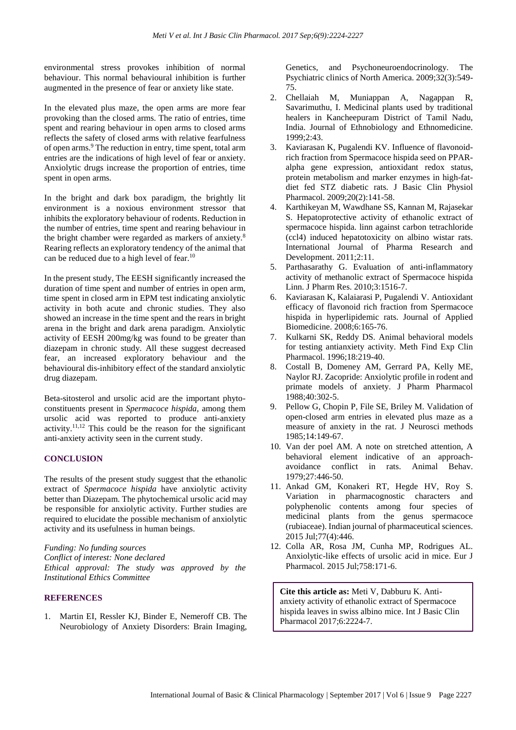environmental stress provokes inhibition of normal behaviour. This normal behavioural inhibition is further augmented in the presence of fear or anxiety like state.

In the elevated plus maze, the open arms are more fear provoking than the closed arms. The ratio of entries, time spent and rearing behaviour in open arms to closed arms reflects the safety of closed arms with relative fearfulness of open arms.[9] The reduction in entry, time spent, total arm entries are the indications of high level of fear or anxiety. Anxiolytic drugs increase the proportion of entries, time spent in open arms.

In the bright and dark box paradigm, the brightly lit environment is a noxious environment stressor that inhibits the exploratory behaviour of rodents. Reduction in the number of entries, time spent and rearing behaviour in the bright chamber were regarded as markers of anxiety.[8] Rearing reflects an exploratory tendency of the animal that can be reduced due to a high level of fear.[10]

In the present study, The EESH significantly increased the duration of time spent and number of entries in open arm, time spent in closed arm in EPM test indicating anxiolytic activity in both acute and chronic studies. They also showed an increase in the time spent and the rears in bright arena in the bright and dark arena paradigm. Anxiolytic activity of EESH 200mg/kg was found to be greater than diazepam in chronic study. All these suggest decreased fear, an increased exploratory behaviour and the behavioural dis-inhibitory effect of the standard anxiolytic drug diazepam.

Beta-sitosterol and ursolic acid are the important phyto-constituents present in *Spermacoce hispida,* among them ursolic acid was reported to produce anti-anxiety activity.[11,12] This could be the reason for the significant anti-anxiety activity seen in the current study.

## CONCLUSION

The results of the present study suggest that the ethanolic extract of *Spermacoce hispida* have anxiolytic activity better than Diazepam. The phytochemical ursolic acid may be responsible for anxiolytic activity. Further studies are required to elucidate the possible mechanism of anxiolytic activity and its usefulness in human beings.

*Funding: No funding sources*
*Conflict of interest: None declared*
*Ethical approval: The study was approved by the Institutional Ethics Committee*

## REFERENCES

1. Martin EI, Ressler KJ, Binder E, Nemeroff CB. The Neurobiology of Anxiety Disorders: Brain Imaging, Genetics, and Psychoneuroendocrinology. The Psychiatric clinics of North America. 2009;32(3):549-75.
2. Chellaiah M, Muniappan A, Nagappan R, Savarimuthu, I. Medicinal plants used by traditional healers in Kancheepuram District of Tamil Nadu, India. Journal of Ethnobiology and Ethnomedicine. 1999;2:43.
3. Kaviarasan K, Pugalendi KV. Influence of flavonoid-rich fraction from Spermacoce hispida seed on PPAR-alpha gene expression, antioxidant redox status, protein metabolism and marker enzymes in high-fat-diet fed STZ diabetic rats. J Basic Clin Physiol Pharmacol. 2009;20(2):141-58.
4. Karthikeyan M, Wawdhane SS, Kannan M, Rajasekar S. Hepatoprotective activity of ethanolic extract of spermacoce hispida. linn against carbon tetrachloride (ccl4) induced hepatotoxicity on albino wistar rats. International Journal of Pharma Research and Development. 2011;2:11.
5. Parthasarathy G. Evaluation of anti-inflammatory activity of methanolic extract of Spermacoce hispida Linn. J Pharm Res. 2010;3:1516-7.
6. Kaviarasan K, Kalaiarasi P, Pugalendi V. Antioxidant efficacy of flavonoid rich fraction from Spermacoce hispida in hyperlipidemic rats. Journal of Applied Biomedicine. 2008;6:165-76.
7. Kulkarni SK, Reddy DS. Animal behavioral models for testing antianxiety activity. Meth Find Exp Clin Pharmacol. 1996;18:219-40.
8. Costall B, Domeney AM, Gerrard PA, Kelly ME, Naylor RJ. Zacopride: Anxiolytic profile in rodent and primate models of anxiety. J Pharm Pharmacol 1988;40:302-5.
9. Pellow G, Chopin P, File SE, Briley M. Validation of open-closed arm entries in elevated plus maze as a measure of anxiety in the rat. J Neurosci methods 1985;14:149-67.
10. Van der poel AM. A note on stretched attention, A behavioral element indicative of an approach-avoidance conflict in rats. Animal Behav. 1979;27:446-50.
11. Ankad GM, Konakeri RT, Hegde HV, Roy S. Variation in pharmacognostic characters and polyphenolic contents among four species of medicinal plants from the genus spermacoce (rubiaceae). Indian journal of pharmaceutical sciences. 2015 Jul;77(4):446.
12. Colla AR, Rosa JM, Cunha MP, Rodrigues AL. Anxiolytic-like effects of ursolic acid in mice. Eur J Pharmacol. 2015 Jul;758:171-6.

**Cite this article as:** Meti V, Dabburu K. Anti-anxiety activity of ethanolic extract of Spermacoce hispida leaves in swiss albino mice. Int J Basic Clin Pharmacol 2017;6:2224-7.